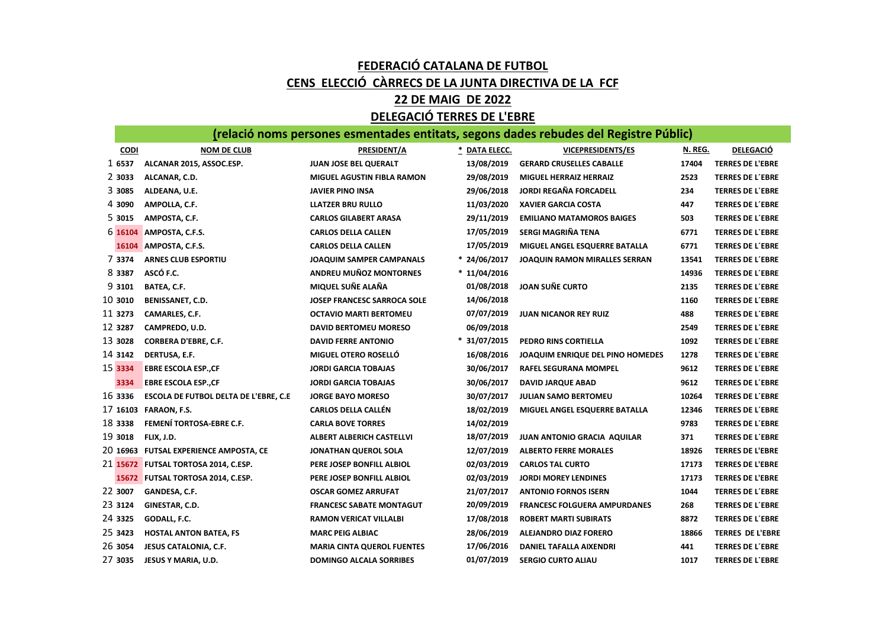# FEDERACIÓ CATALANA DE FUTBOL

## CENS ELECCIÓ CÀRRECS DE LA JUNTA DIRECTIVA DE LA FCF

## 22 DE MAIG DE 2022

## DELEGACIÓ TERRES DE L'EBRE

### (relació noms persones esmentades entitats, segons dades rebudes del Registre Públic)

| | CODI | NOM DE CLUB | PRESIDENT/A | * DATA ELECC. | VICEPRESIDENTS/ES | N. REG. | DELEGACIÓ |
|---|---|---|---|---|---|---|---|
| 1 | 6537 | ALCANAR 2015, ASSOC.ESP. | JUAN JOSE BEL QUERALT | 13/08/2019 | GERARD CRUSELLES CABALLE | 17404 | TERRES DE L'EBRE |
| 2 | 3033 | ALCANAR, C.D. | MIGUEL AGUSTIN FIBLA RAMON | 29/08/2019 | MIGUEL HERRAIZ HERRAIZ | 2523 | TERRES DE L´EBRE |
| 3 | 3085 | ALDEANA, U.E. | JAVIER PINO INSA | 29/06/2018 | JORDI REGAÑA FORCADELL | 234 | TERRES DE L´EBRE |
| 4 | 3090 | AMPOLLA, C.F. | LLATZER BRU RULLO | 11/03/2020 | XAVIER GARCIA COSTA | 447 | TERRES DE L´EBRE |
| 5 | 3015 | AMPOSTA, C.F. | CARLOS GILABERT ARASA | 29/11/2019 | EMILIANO MATAMOROS BAIGES | 503 | TERRES DE L´EBRE |
| 6 | 16104 | AMPOSTA, C.F.S. | CARLOS DELLA CALLEN | 17/05/2019 | SERGI MAGRIÑA TENA | 6771 | TERRES DE L´EBRE |
| | 16104 | AMPOSTA, C.F.S. | CARLOS DELLA CALLEN | 17/05/2019 | MIGUEL ANGEL ESQUERRE BATALLA | 6771 | TERRES DE L´EBRE |
| 7 | 3374 | ARNES CLUB ESPORTIU | JOAQUIM SAMPER CAMPANALS | * 24/06/2017 | JOAQUIN RAMON MIRALLES SERRAN | 13541 | TERRES DE L´EBRE |
| 8 | 3387 | ASCÓ F.C. | ANDREU MUÑOZ MONTORNES | * 11/04/2016 | | 14936 | TERRES DE L´EBRE |
| 9 | 3101 | BATEA, C.F. | MIQUEL SUÑE ALAÑA | 01/08/2018 | JOAN SUÑE CURTO | 2135 | TERRES DE L´EBRE |
| 10 | 3010 | BENISSANET, C.D. | JOSEP FRANCESC SARROCA SOLE | 14/06/2018 | | 1160 | TERRES DE L´EBRE |
| 11 | 3273 | CAMARLES, C.F. | OCTAVIO MARTI BERTOMEU | 07/07/2019 | JUAN NICANOR REY RUIZ | 488 | TERRES DE L´EBRE |
| 12 | 3287 | CAMPREDO, U.D. | DAVID BERTOMEU MORESO | 06/09/2018 | | 2549 | TERRES DE L´EBRE |
| 13 | 3028 | CORBERA D'EBRE, C.F. | DAVID FERRE ANTONIO | * 31/07/2015 | PEDRO RINS CORTIELLA | 1092 | TERRES DE L´EBRE |
| 14 | 3142 | DERTUSA, E.F. | MIGUEL OTERO ROSELLÓ | 16/08/2016 | JOAQUIM ENRIQUE DEL PINO HOMEDES | 1278 | TERRES DE L´EBRE |
| 15 | 3334 | EBRE ESCOLA ESP.,CF | JORDI GARCIA TOBAJAS | 30/06/2017 | RAFEL SEGURANA MOMPEL | 9612 | TERRES DE L´EBRE |
| | 3334 | EBRE ESCOLA ESP.,CF | JORDI GARCIA TOBAJAS | 30/06/2017 | DAVID JARQUE ABAD | 9612 | TERRES DE L´EBRE |
| 16 | 3336 | ESCOLA DE FUTBOL DELTA DE L'EBRE, C.E | JORGE BAYO MORESO | 30/07/2017 | JULIAN SAMO BERTOMEU | 10264 | TERRES DE L´EBRE |
| 17 | 16103 | FARAON, F.S. | CARLOS DELLA CALLÉN | 18/02/2019 | MIGUEL ANGEL ESQUERRE BATALLA | 12346 | TERRES DE L´EBRE |
| 18 | 3338 | FEMENÍ TORTOSA-EBRE C.F. | CARLA BOVE TORRES | 14/02/2019 | | 9783 | TERRES DE L´EBRE |
| 19 | 3018 | FLIX, J.D. | ALBERT ALBERICH CASTELLVI | 18/07/2019 | JUAN ANTONIO GRACIA AQUILAR | 371 | TERRES DE L´EBRE |
| 20 | 16963 | FUTSAL EXPERIENCE AMPOSTA, CE | JONATHAN QUEROL SOLA | 12/07/2019 | ALBERTO FERRE MORALES | 18926 | TERRES DE L'EBRE |
| 21 | 15672 | FUTSAL TORTOSA 2014, C.ESP. | PERE JOSEP BONFILL ALBIOL | 02/03/2019 | CARLOS TAL CURTO | 17173 | TERRES DE L'EBRE |
| | 15672 | FUTSAL TORTOSA 2014, C.ESP. | PERE JOSEP BONFILL ALBIOL | 02/03/2019 | JORDI MOREY LENDINES | 17173 | TERRES DE L'EBRE |
| 22 | 3007 | GANDESA, C.F. | OSCAR GOMEZ ARRUFAT | 21/07/2017 | ANTONIO FORNOS ISERN | 1044 | TERRES DE L´EBRE |
| 23 | 3124 | GINESTAR, C.D. | FRANCESC SABATE MONTAGUT | 20/09/2019 | FRANCESC FOLGUERA AMPURDANES | 268 | TERRES DE L´EBRE |
| 24 | 3325 | GODALL, F.C. | RAMON VERICAT VILLALBI | 17/08/2018 | ROBERT MARTI SUBIRATS | 8872 | TERRES DE L´EBRE |
| 25 | 3423 | HOSTAL ANTON BATEA, FS | MARC PEIG ALBIAC | 28/06/2019 | ALEJANDRO DIAZ FORERO | 18866 | TERRES DE L'EBRE |
| 26 | 3054 | JESUS CATALONIA, C.F. | MARIA CINTA QUEROL FUENTES | 17/06/2016 | DANIEL TAFALLA AIXENDRI | 441 | TERRES DE L´EBRE |
| 27 | 3035 | JESUS Y MARIA, U.D. | DOMINGO ALCALA SORRIBES | 01/07/2019 | SERGIO CURTO ALIAU | 1017 | TERRES DE L´EBRE |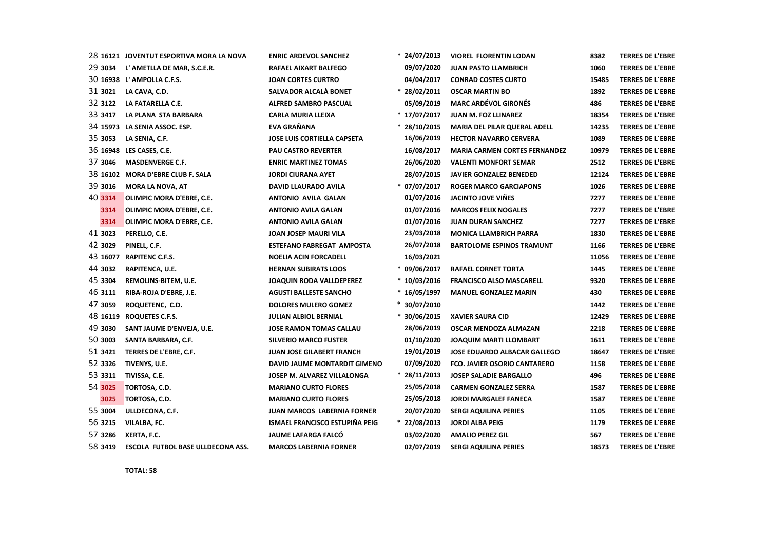| | | | | | | | |
|---|---|---|---|---|---|---|---|
| 28 | 16121 | JOVENTUT ESPORTIVA MORA LA NOVA | ENRIC ARDEVOL SANCHEZ | * 24/07/2013 | VIOREL FLORENTIN LODAN | 8382 | TERRES DE L'EBRE |
| 29 | 3034 | L' AMETLLA DE MAR, S.C.E.R. | RAFAEL AIXART BALFEGO | 09/07/2020 | JUAN PASTO LLAMBRICH | 1060 | TERRES DE L´EBRE |
| 30 | 16938 | L' AMPOLLA C.F.S. | JOAN CORTES CURTRO | 04/04/2017 | CONRAD COSTES CURTO | 15485 | TERRES DE L´EBRE |
| 31 | 3021 | LA CAVA, C.D. | SALVADOR ALCALÀ BONET | * 28/02/2011 | OSCAR MARTIN BO | 1892 | TERRES DE L´EBRE |
| 32 | 3122 | LA FATARELLA C.E. | ALFRED SAMBRO PASCUAL | 05/09/2019 | MARC ARDÉVOL GIRONÉS | 486 | TERRES DE L'EBRE |
| 33 | 3417 | LA PLANA STA BARBARA | CARLA MURIA LLEIXA | * 17/07/2017 | JUAN M. FOZ LLINAREZ | 18354 | TERRES DE L'EBRE |
| 34 | 15973 | LA SENIA ASSOC. ESP. | EVA GRAÑANA | * 28/10/2015 | MARIA DEL PILAR QUERAL ADELL | 14235 | TERRES DE L´EBRE |
| 35 | 3053 | LA SENIA, C.F. | JOSE LUIS CORTIELLA CAPSETA | 16/06/2019 | HECTOR NAVARRO CERVERA | 1089 | TERRES DE L´EBRE |
| 36 | 16948 | LES CASES, C.E. | PAU CASTRO REVERTER | 16/08/2017 | MARIA CARMEN CORTES FERNANDEZ | 10979 | TERRES DE L´EBRE |
| 37 | 3046 | MASDENVERGE C.F. | ENRIC MARTINEZ TOMAS | 26/06/2020 | VALENTI MONFORT SEMAR | 2512 | TERRES DE L´EBRE |
| 38 | 16102 | MORA D'EBRE CLUB F. SALA | JORDI CIURANA AYET | 28/07/2015 | JAVIER GONZALEZ BENEDED | 12124 | TERRES DE L´EBRE |
| 39 | 3016 | MORA LA NOVA, AT | DAVID LLAURADO AVILA | * 07/07/2017 | ROGER MARCO GARCIAPONS | 1026 | TERRES DE L´EBRE |
| 40 | 3314 | OLIMPIC MORA D'EBRE, C.E. | ANTONIO AVILA GALAN | 01/07/2016 | JACINTO JOVE VIÑES | 7277 | TERRES DE L´EBRE |
| | 3314 | OLIMPIC MORA D'EBRE, C.E. | ANTONIO AVILA GALAN | 01/07/2016 | MARCOS FELIX NOGALES | 7277 | TERRES DE L'EBRE |
| | 3314 | OLIMPIC MORA D'EBRE, C.E. | ANTONIO AVILA GALAN | 01/07/2016 | JUAN DURAN SANCHEZ | 7277 | TERRES DE L'EBRE |
| 41 | 3023 | PERELLO, C.E. | JOAN JOSEP MAURI VILA | 23/03/2018 | MONICA LLAMBRICH PARRA | 1830 | TERRES DE L´EBRE |
| 42 | 3029 | PINELL, C.F. | ESTEFANO FABREGAT AMPOSTA | 26/07/2018 | BARTOLOME ESPINOS TRAMUNT | 1166 | TERRES DE L´EBRE |
| 43 | 16077 | RAPITENC C.F.S. | NOELIA ACIN FORCADELL | 16/03/2021 | | 11056 | TERRES DE L´EBRE |
| 44 | 3032 | RAPITENCA, U.E. | HERNAN SUBIRATS LOOS | * 09/06/2017 | RAFAEL CORNET TORTA | 1445 | TERRES DE L´EBRE |
| 45 | 3304 | REMOLINS-BITEM, U.E. | JOAQUIN RODA VALLDEPEREZ | * 10/03/2016 | FRANCISCO ALSO MASCARELL | 9320 | TERRES DE L´EBRE |
| 46 | 3111 | RIBA-ROJA D'EBRE, J.E. | AGUSTI BALLESTE SANCHO | * 16/05/1997 | MANUEL GONZALEZ MARIN | 430 | TERRES DE L´EBRE |
| 47 | 3059 | ROQUETENC, C.D. | DOLORES MULERO GOMEZ | * 30/07/2010 | | 1442 | TERRES DE L´EBRE |
| 48 | 16119 | ROQUETES C.F.S. | JULIAN ALBIOL BERNIAL | * 30/06/2015 | XAVIER SAURA CID | 12429 | TERRES DE L´EBRE |
| 49 | 3030 | SANT JAUME D'ENVEJA, U.E. | JOSE RAMON TOMAS CALLAU | 28/06/2019 | OSCAR MENDOZA ALMAZAN | 2218 | TERRES DE L´EBRE |
| 50 | 3003 | SANTA BARBARA, C.F. | SILVERIO MARCO FUSTER | 01/10/2020 | JOAQUIM MARTI LLOMBART | 1611 | TERRES DE L´EBRE |
| 51 | 3421 | TERRES DE L'EBRE, C.F. | JUAN JOSE GILABERT FRANCH | 19/01/2019 | JOSE EDUARDO ALBACAR GALLEGO | 18647 | TERRES DE L'EBRE |
| 52 | 3326 | TIVENYS, U.E. | DAVID JAUME MONTARDIT GIMENO | 07/09/2020 | FCO. JAVIER OSORIO CANTARERO | 1158 | TERRES DE L´EBRE |
| 53 | 3311 | TIVISSA, C.E. | JOSEP M. ALVAREZ VILLALONGA | * 28/11/2013 | JOSEP SALADIE BARGALLO | 496 | TERRES DE L´EBRE |
| 54 | 3025 | TORTOSA, C.D. | MARIANO CURTO FLORES | 25/05/2018 | CARMEN GONZALEZ SERRA | 1587 | TERRES DE L´EBRE |
| | 3025 | TORTOSA, C.D. | MARIANO CURTO FLORES | 25/05/2018 | JORDI MARGALEF FANECA | 1587 | TERRES DE L´EBRE |
| 55 | 3004 | ULLDECONA, C.F. | JUAN MARCOS LABERNIA FORNER | 20/07/2020 | SERGI AQUILINA PERIES | 1105 | TERRES DE L´EBRE |
| 56 | 3215 | VILALBA, FC. | ISMAEL FRANCISCO ESTUPIÑA PEIG | * 22/08/2013 | JORDI ALBA PEIG | 1179 | TERRES DE L´EBRE |
| 57 | 3286 | XERTA, F.C. | JAUME LAFARGA FALCÓ | 03/02/2020 | AMALIO PEREZ GIL | 567 | TERRES DE L´EBRE |
| 58 | 3419 | ESCOLA FUTBOL BASE ULLDECONA ASS. | MARCOS LABERNIA FORNER | 02/07/2019 | SERGI AQUILINA PERIES | 18573 | TERRES DE L'EBRE |

**TOTAL: 58**